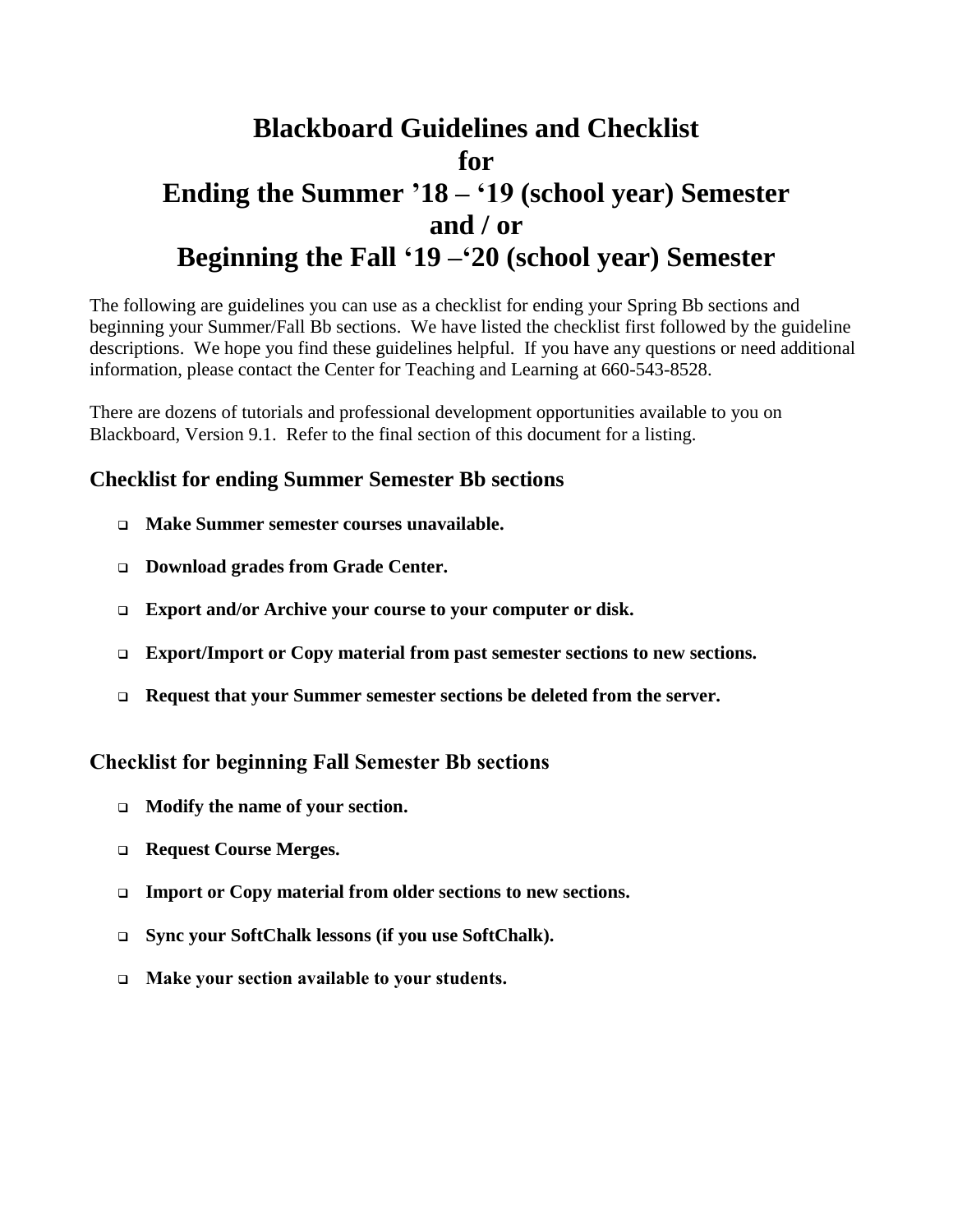# Blackboard Guidelines and Checklist for Ending the Summer '18 – '19 (school year) Semester and / or Beginning the Fall '19 –'20 (school year) Semester

The following are guidelines you can use as a checklist for ending your Spring Bb sections and beginning your Summer/Fall Bb sections. We have listed the checklist first followed by the guideline descriptions. We hope you find these guidelines helpful. If you have any questions or need additional information, please contact the Center for Teaching and Learning at 660-543-8528.

There are dozens of tutorials and professional development opportunities available to you on Blackboard, Version 9.1. Refer to the final section of this document for a listing.

## Checklist for ending Summer Semester Bb sections

- **Make Summer semester courses unavailable.**
- **Download grades from Grade Center.**
- **Export and/or Archive your course to your computer or disk.**
- **Export/Import or Copy material from past semester sections to new sections.**
- **Request that your Summer semester sections be deleted from the server.**

## Checklist for beginning Fall Semester Bb sections

- **Modify the name of your section.**
- **Request Course Merges.**
- **Import or Copy material from older sections to new sections.**
- **Sync your SoftChalk lessons (if you use SoftChalk).**
- **Make your section available to your students.**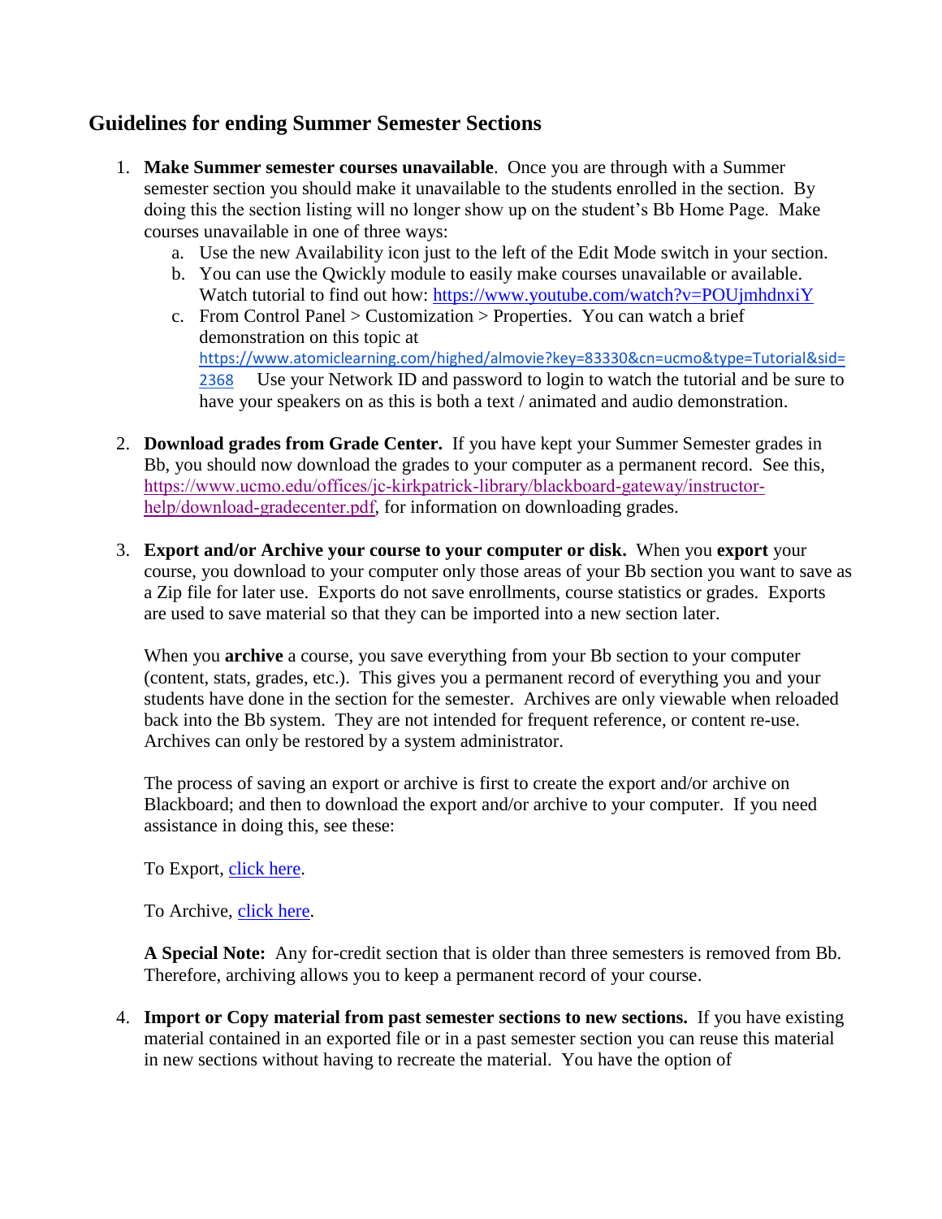## Guidelines for ending Summer Semester Sections

1. **Make Summer semester courses unavailable**. Once you are through with a Summer semester section you should make it unavailable to the students enrolled in the section. By doing this the section listing will no longer show up on the student's Bb Home Page. Make courses unavailable in one of three ways:
   a. Use the new Availability icon just to the left of the Edit Mode switch in your section.
   b. You can use the Qwickly module to easily make courses unavailable or available. Watch tutorial to find out how: https://www.youtube.com/watch?v=POUjmhdnxiY
   c. From Control Panel > Customization > Properties. You can watch a brief demonstration on this topic at https://www.atomiclearning.com/highed/almovie?key=83330&cn=ucmo&type=Tutorial&sid=2368 Use your Network ID and password to login to watch the tutorial and be sure to have your speakers on as this is both a text / animated and audio demonstration.

2. **Download grades from Grade Center.** If you have kept your Summer Semester grades in Bb, you should now download the grades to your computer as a permanent record. See this, https://www.ucmo.edu/offices/jc-kirkpatrick-library/blackboard-gateway/instructor-help/download-gradecenter.pdf, for information on downloading grades.

3. **Export and/or Archive your course to your computer or disk.** When you **export** your course, you download to your computer only those areas of your Bb section you want to save as a Zip file for later use. Exports do not save enrollments, course statistics or grades. Exports are used to save material so that they can be imported into a new section later.

   When you **archive** a course, you save everything from your Bb section to your computer (content, stats, grades, etc.). This gives you a permanent record of everything you and your students have done in the section for the semester. Archives are only viewable when reloaded back into the Bb system. They are not intended for frequent reference, or content re-use. Archives can only be restored by a system administrator.

   The process of saving an export or archive is first to create the export and/or archive on Blackboard; and then to download the export and/or archive to your computer. If you need assistance in doing this, see these:

   To Export, click here.

   To Archive, click here.

   **A Special Note:** Any for-credit section that is older than three semesters is removed from Bb. Therefore, archiving allows you to keep a permanent record of your course.

4. **Import or Copy material from past semester sections to new sections.** If you have existing material contained in an exported file or in a past semester section you can reuse this material in new sections without having to recreate the material. You have the option of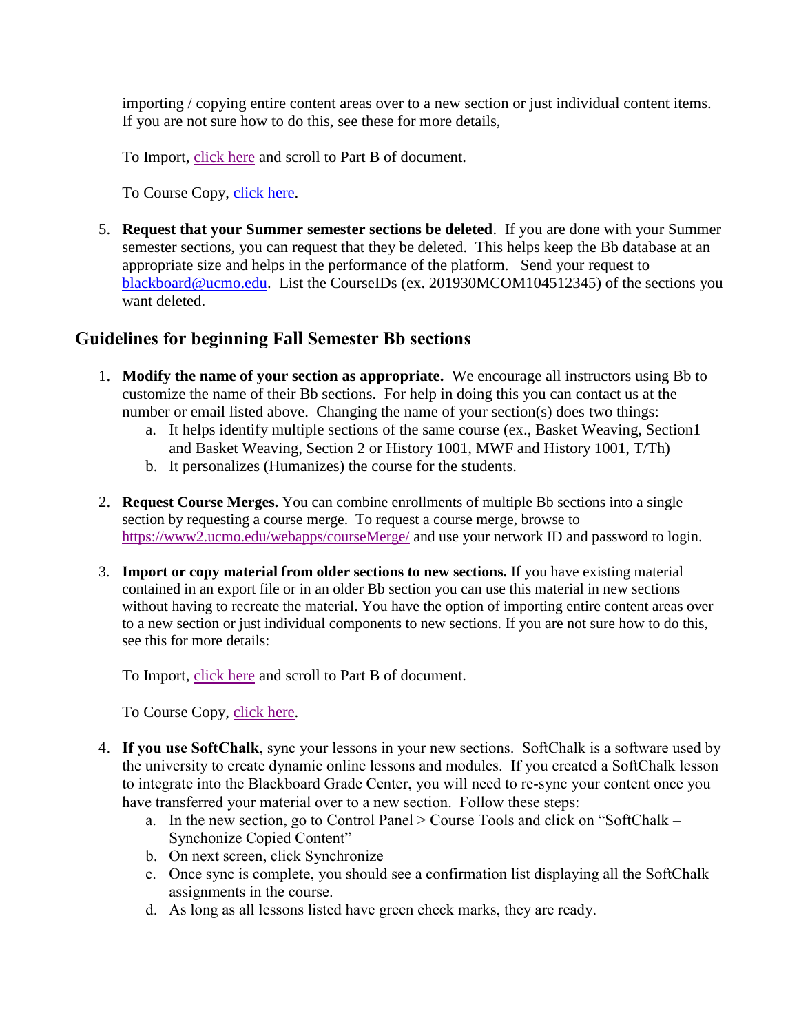importing / copying entire content areas over to a new section or just individual content items. If you are not sure how to do this, see these for more details,

To Import, click here and scroll to Part B of document.

To Course Copy, click here.

5. **Request that your Summer semester sections be deleted**. If you are done with your Summer semester sections, you can request that they be deleted. This helps keep the Bb database at an appropriate size and helps in the performance of the platform. Send your request to blackboard@ucmo.edu. List the CourseIDs (ex. 201930MCOM104512345) of the sections you want deleted.

## Guidelines for beginning Fall Semester Bb sections

1. **Modify the name of your section as appropriate.** We encourage all instructors using Bb to customize the name of their Bb sections. For help in doing this you can contact us at the number or email listed above. Changing the name of your section(s) does two things:
   a. It helps identify multiple sections of the same course (ex., Basket Weaving, Section1 and Basket Weaving, Section 2 or History 1001, MWF and History 1001, T/Th)
   b. It personalizes (Humanizes) the course for the students.

2. **Request Course Merges.** You can combine enrollments of multiple Bb sections into a single section by requesting a course merge. To request a course merge, browse to https://www2.ucmo.edu/webapps/courseMerge/ and use your network ID and password to login.

3. **Import or copy material from older sections to new sections.** If you have existing material contained in an export file or in an older Bb section you can use this material in new sections without having to recreate the material. You have the option of importing entire content areas over to a new section or just individual components to new sections. If you are not sure how to do this, see this for more details:

   To Import, click here and scroll to Part B of document.

   To Course Copy, click here.

4. **If you use SoftChalk**, sync your lessons in your new sections. SoftChalk is a software used by the university to create dynamic online lessons and modules. If you created a SoftChalk lesson to integrate into the Blackboard Grade Center, you will need to re-sync your content once you have transferred your material over to a new section. Follow these steps:
   a. In the new section, go to Control Panel > Course Tools and click on "SoftChalk – Synchonize Copied Content"
   b. On next screen, click Synchronize
   c. Once sync is complete, you should see a confirmation list displaying all the SoftChalk assignments in the course.
   d. As long as all lessons listed have green check marks, they are ready.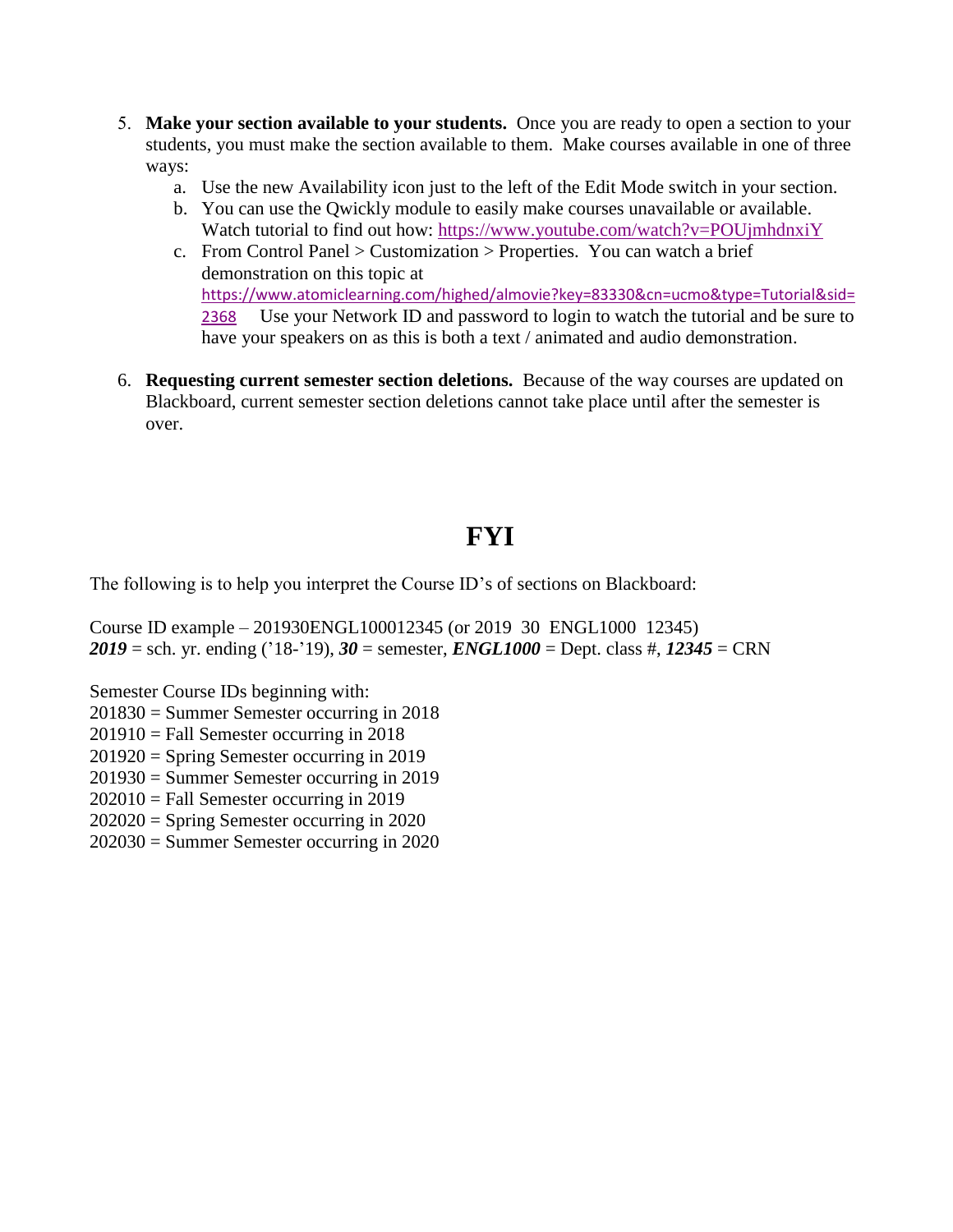5. **Make your section available to your students.** Once you are ready to open a section to your students, you must make the section available to them. Make courses available in one of three ways:
   a. Use the new Availability icon just to the left of the Edit Mode switch in your section.
   b. You can use the Qwickly module to easily make courses unavailable or available. Watch tutorial to find out how: https://www.youtube.com/watch?v=POUjmhdnxiY
   c. From Control Panel > Customization > Properties. You can watch a brief demonstration on this topic at https://www.atomiclearning.com/highed/almovie?key=83330&cn=ucmo&type=Tutorial&sid=2368 Use your Network ID and password to login to watch the tutorial and be sure to have your speakers on as this is both a text / animated and audio demonstration.

6. **Requesting current semester section deletions.** Because of the way courses are updated on Blackboard, current semester section deletions cannot take place until after the semester is over.

# FYI

The following is to help you interpret the Course ID's of sections on Blackboard:

Course ID example – 201930ENGL100012345 (or 2019 30 ENGL1000 12345)
***2019*** = sch. yr. ending ('18-'19), ***30*** = semester, ***ENGL1000*** = Dept. class #, ***12345*** = CRN

Semester Course IDs beginning with:
201830 = Summer Semester occurring in 2018
201910 = Fall Semester occurring in 2018
201920 = Spring Semester occurring in 2019
201930 = Summer Semester occurring in 2019
202010 = Fall Semester occurring in 2019
202020 = Spring Semester occurring in 2020
202030 = Summer Semester occurring in 2020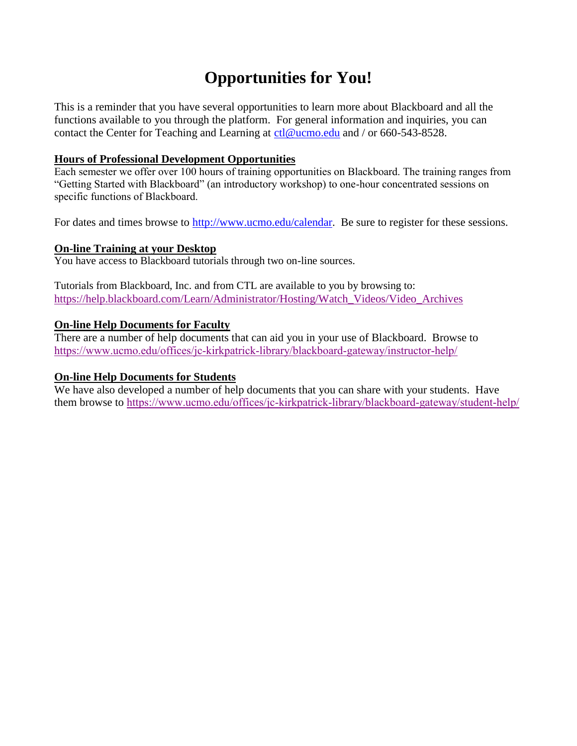# Opportunities for You!

This is a reminder that you have several opportunities to learn more about Blackboard and all the functions available to you through the platform. For general information and inquiries, you can contact the Center for Teaching and Learning at ctl@ucmo.edu and / or 660-543-8528.

**Hours of Professional Development Opportunities**

Each semester we offer over 100 hours of training opportunities on Blackboard. The training ranges from "Getting Started with Blackboard" (an introductory workshop) to one-hour concentrated sessions on specific functions of Blackboard.

For dates and times browse to http://www.ucmo.edu/calendar. Be sure to register for these sessions.

**On-line Training at your Desktop**

You have access to Blackboard tutorials through two on-line sources.

Tutorials from Blackboard, Inc. and from CTL are available to you by browsing to: https://help.blackboard.com/Learn/Administrator/Hosting/Watch_Videos/Video_Archives

**On-line Help Documents for Faculty**

There are a number of help documents that can aid you in your use of Blackboard. Browse to https://www.ucmo.edu/offices/jc-kirkpatrick-library/blackboard-gateway/instructor-help/

**On-line Help Documents for Students**

We have also developed a number of help documents that you can share with your students. Have them browse to https://www.ucmo.edu/offices/jc-kirkpatrick-library/blackboard-gateway/student-help/